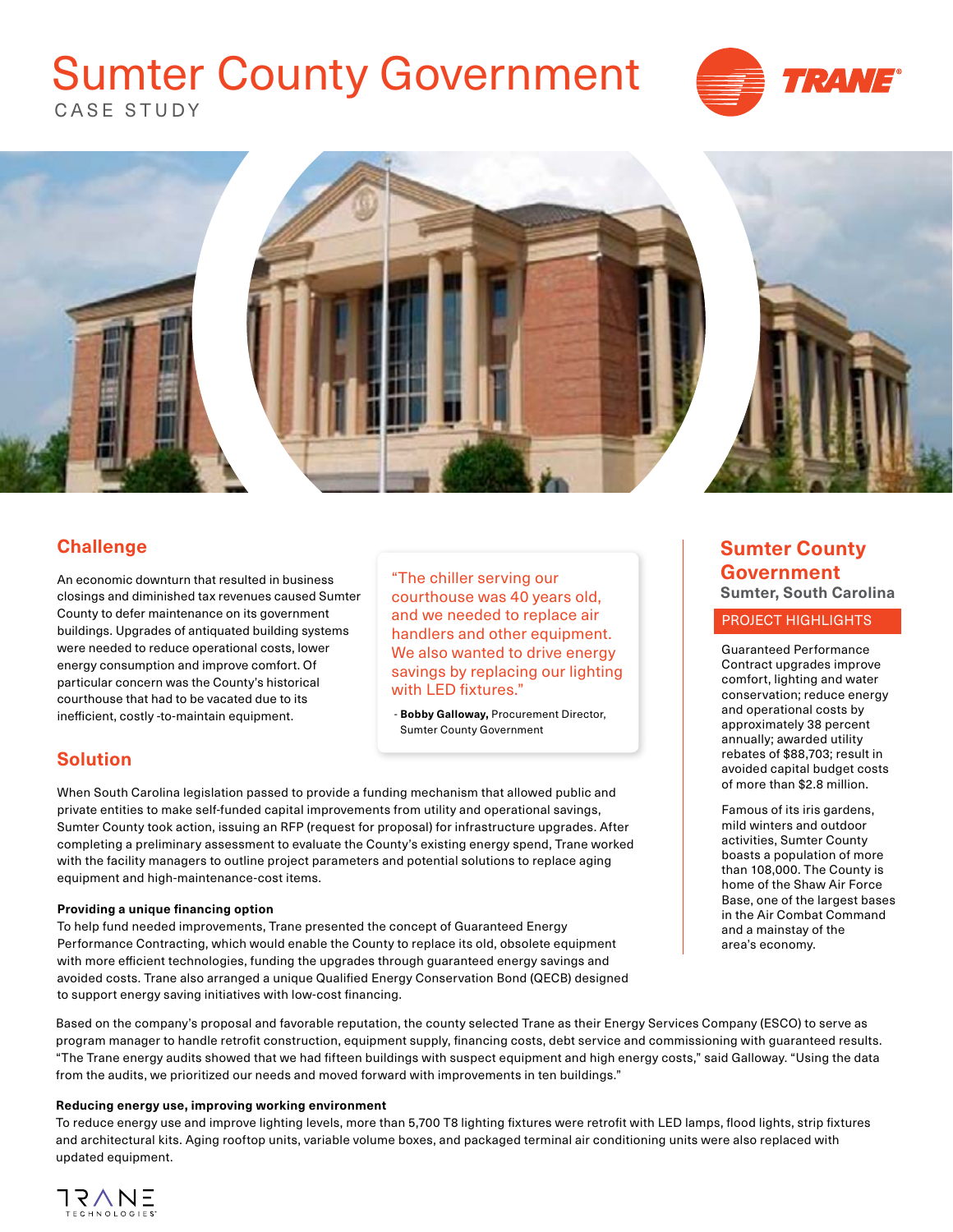# Sumter County Government

CASE STUDY

## Challenge

An economic downturn that resulted in business closings and diminished tax revenues caused Sumter County to defer maintenance on its government buildings. Upgrades of antiquated building systems were needed to reduce operational costs, lower energy consumption and improve comfort. Of particular concern was the County's historical courthouse that had to be vacated due to its inefficient, costly -to-maintain equipment.

> "The chiller serving our courthouse was 40 years old, and we needed to replace air handlers and other equipment. We also wanted to drive energy savings by replacing our lighting with LED fixtures."
>
> - **Bobby Galloway,** Procurement Director, Sumter County Government

## Solution

When South Carolina legislation passed to provide a funding mechanism that allowed public and private entities to make self-funded capital improvements from utility and operational savings, Sumter County took action, issuing an RFP (request for proposal) for infrastructure upgrades. After completing a preliminary assessment to evaluate the County's existing energy spend, Trane worked with the facility managers to outline project parameters and potential solutions to replace aging equipment and high-maintenance-cost items.

#### Providing a unique financing option

To help fund needed improvements, Trane presented the concept of Guaranteed Energy Performance Contracting, which would enable the County to replace its old, obsolete equipment with more efficient technologies, funding the upgrades through guaranteed energy savings and avoided costs. Trane also arranged a unique Qualified Energy Conservation Bond (QECB) designed to support energy saving initiatives with low-cost financing.

Based on the company's proposal and favorable reputation, the county selected Trane as their Energy Services Company (ESCO) to serve as program manager to handle retrofit construction, equipment supply, financing costs, debt service and commissioning with guaranteed results. "The Trane energy audits showed that we had fifteen buildings with suspect equipment and high energy costs," said Galloway. "Using the data from the audits, we prioritized our needs and moved forward with improvements in ten buildings."

#### Reducing energy use, improving working environment

To reduce energy use and improve lighting levels, more than 5,700 T8 lighting fixtures were retrofit with LED lamps, flood lights, strip fixtures and architectural kits. Aging rooftop units, variable volume boxes, and packaged terminal air conditioning units were also replaced with updated equipment.

## Sumter County Government

**Sumter, South Carolina**

### PROJECT HIGHLIGHTS

Guaranteed Performance Contract upgrades improve comfort, lighting and water conservation; reduce energy and operational costs by approximately 38 percent annually; awarded utility rebates of $88,703; result in avoided capital budget costs of more than $2.8 million.

Famous of its iris gardens, mild winters and outdoor activities, Sumter County boasts a population of more than 108,000. The County is home of the Shaw Air Force Base, one of the largest bases in the Air Combat Command and a mainstay of the area's economy.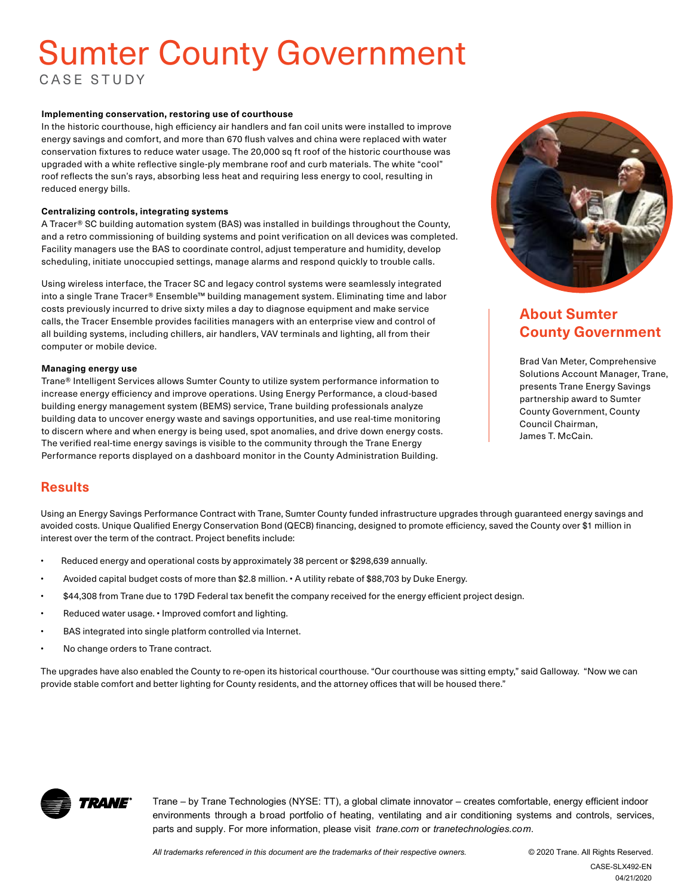# Sumter County Government

CASE STUDY

**Implementing conservation, restoring use of courthouse**

In the historic courthouse, high efficiency air handlers and fan coil units were installed to improve energy savings and comfort, and more than 670 flush valves and china were replaced with water conservation fixtures to reduce water usage. The 20,000 sq ft roof of the historic courthouse was upgraded with a white reflective single-ply membrane roof and curb materials. The white "cool" roof reflects the sun's rays, absorbing less heat and requiring less energy to cool, resulting in reduced energy bills.

**Centralizing controls, integrating systems**

A Tracer® SC building automation system (BAS) was installed in buildings throughout the County, and a retro commissioning of building systems and point verification on all devices was completed. Facility managers use the BAS to coordinate control, adjust temperature and humidity, develop scheduling, initiate unoccupied settings, manage alarms and respond quickly to trouble calls.

Using wireless interface, the Tracer SC and legacy control systems were seamlessly integrated into a single Trane Tracer® Ensemble™ building management system. Eliminating time and labor costs previously incurred to drive sixty miles a day to diagnose equipment and make service calls, the Tracer Ensemble provides facilities managers with an enterprise view and control of all building systems, including chillers, air handlers, VAV terminals and lighting, all from their computer or mobile device.

**Managing energy use**

Trane® Intelligent Services allows Sumter County to utilize system performance information to increase energy efficiency and improve operations. Using Energy Performance, a cloud-based building energy management system (BEMS) service, Trane building professionals analyze building data to uncover energy waste and savings opportunities, and use real-time monitoring to discern where and when energy is being used, spot anomalies, and drive down energy costs. The verified real-time energy savings is visible to the community through the Trane Energy Performance reports displayed on a dashboard monitor in the County Administration Building.

## About Sumter County Government

Brad Van Meter, Comprehensive Solutions Account Manager, Trane, presents Trane Energy Savings partnership award to Sumter County Government, County Council Chairman, James T. McCain.

## Results

Using an Energy Savings Performance Contract with Trane, Sumter County funded infrastructure upgrades through guaranteed energy savings and avoided costs. Unique Qualified Energy Conservation Bond (QECB) financing, designed to promote efficiency, saved the County over $1 million in interest over the term of the contract. Project benefits include:

- Reduced energy and operational costs by approximately 38 percent or $298,639 annually.
- Avoided capital budget costs of more than $2.8 million. • A utility rebate of $88,703 by Duke Energy.
- $44,308 from Trane due to 179D Federal tax benefit the company received for the energy efficient project design.
- Reduced water usage. • Improved comfort and lighting.
- BAS integrated into single platform controlled via Internet.
- No change orders to Trane contract.

The upgrades have also enabled the County to re-open its historical courthouse. "Our courthouse was sitting empty," said Galloway. "Now we can provide stable comfort and better lighting for County residents, and the attorney offices that will be housed there."

Trane – by Trane Technologies (NYSE: TT), a global climate innovator – creates comfortable, energy efficient indoor environments through a broad portfolio of heating, ventilating and air conditioning systems and controls, services, parts and supply. For more information, please visit *trane.com* or *tranetechnologies.com.*

*All trademarks referenced in this document are the trademarks of their respective owners.*

© 2020 Trane. All Rights Reserved.

CASE-SLX492-EN
04/21/2020